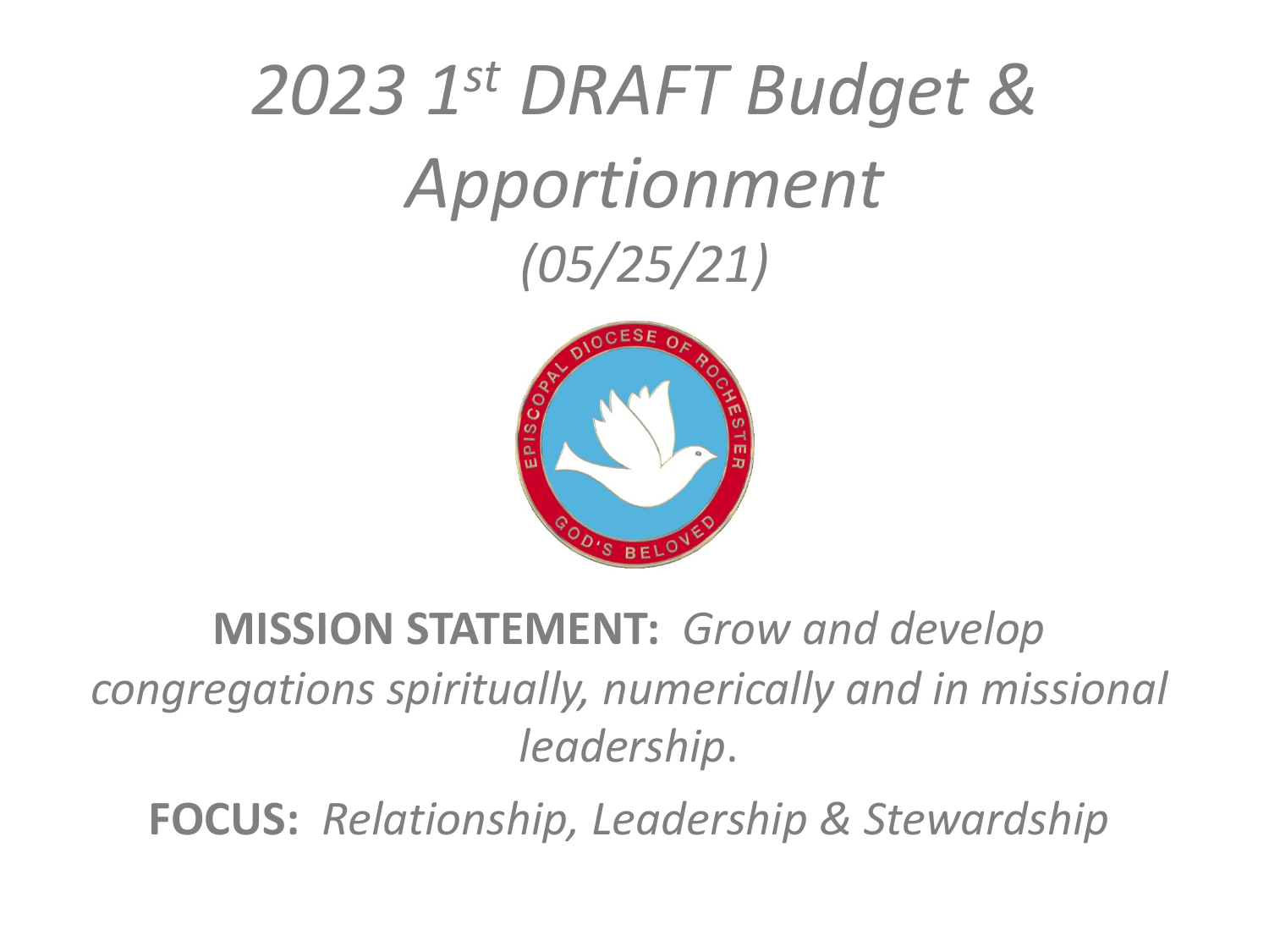# *2023 1st DRAFT Budget & Apportionment*

*(05/25/21)*

**MISSION STATEMENT:** *Grow and develop congregations spiritually, numerically and in missional leadership*.

**FOCUS:** *Relationship, Leadership & Stewardship*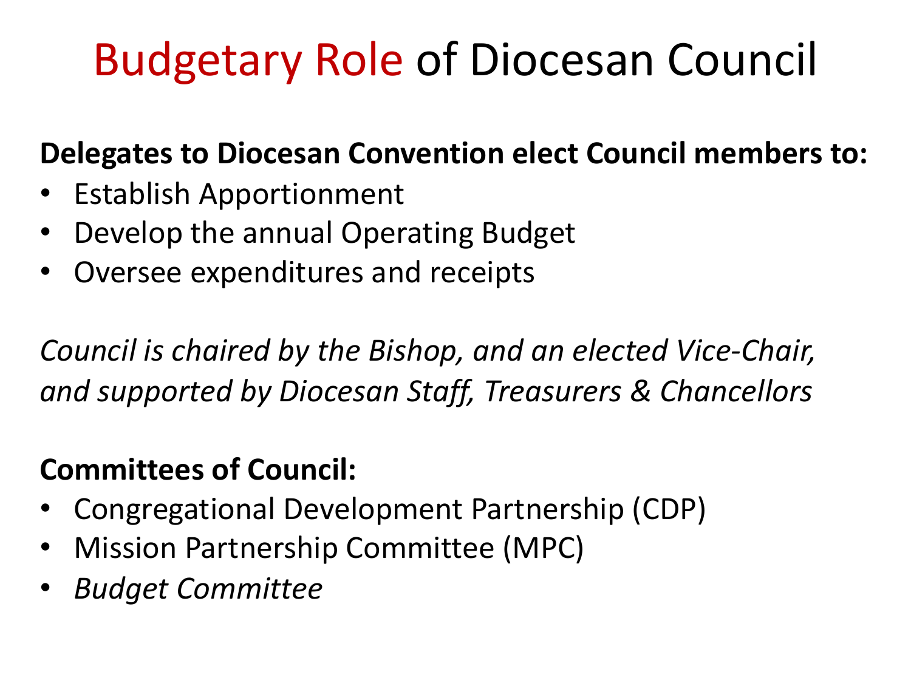# Budgetary Role of Diocesan Council

**Delegates to Diocesan Convention elect Council members to:**

- Establish Apportionment
- Develop the annual Operating Budget
- Oversee expenditures and receipts

*Council is chaired by the Bishop, and an elected Vice-Chair, and supported by Diocesan Staff, Treasurers & Chancellors*

**Committees of Council:**

- Congregational Development Partnership (CDP)
- Mission Partnership Committee (MPC)
- *Budget Committee*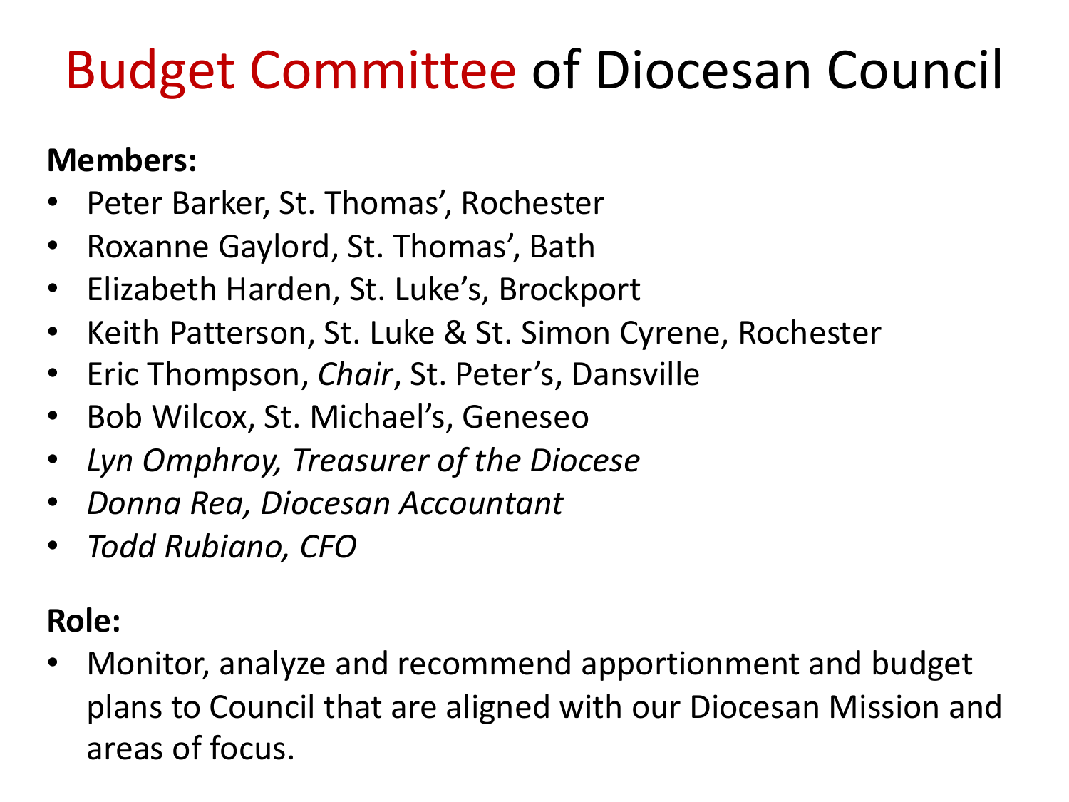# Budget Committee of Diocesan Council

**Members:**

- Peter Barker, St. Thomas', Rochester
- Roxanne Gaylord, St. Thomas', Bath
- Elizabeth Harden, St. Luke's, Brockport
- Keith Patterson, St. Luke & St. Simon Cyrene, Rochester
- Eric Thompson, *Chair*, St. Peter's, Dansville
- Bob Wilcox, St. Michael's, Geneseo
- *Lyn Omphroy, Treasurer of the Diocese*
- *Donna Rea, Diocesan Accountant*
- *Todd Rubiano, CFO*

**Role:**

- Monitor, analyze and recommend apportionment and budget plans to Council that are aligned with our Diocesan Mission and areas of focus.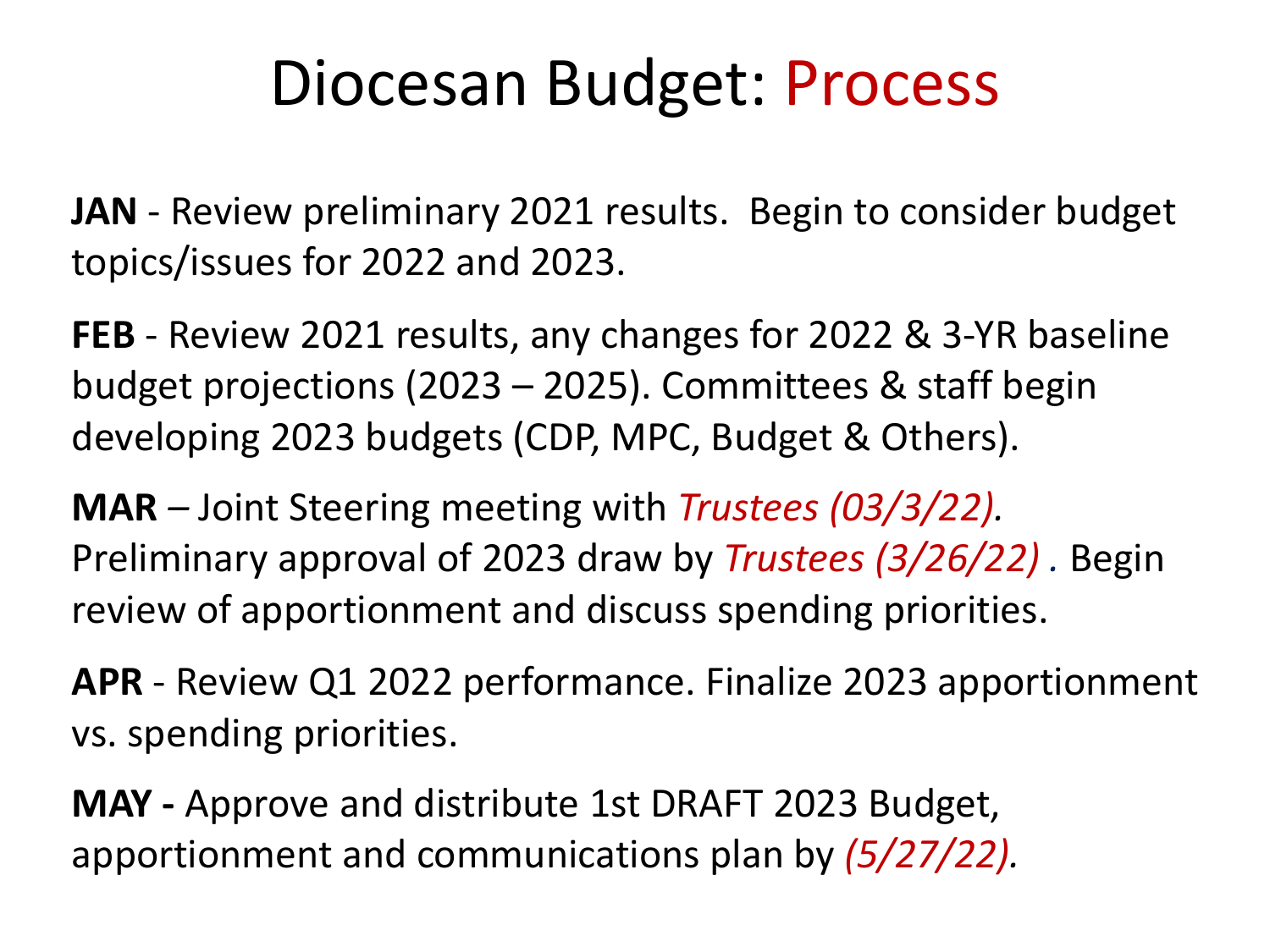# Diocesan Budget: Process

**JAN** - Review preliminary 2021 results. Begin to consider budget topics/issues for 2022 and 2023.

**FEB** - Review 2021 results, any changes for 2022 & 3-YR baseline budget projections (2023 – 2025). Committees & staff begin developing 2023 budgets (CDP, MPC, Budget & Others).

**MAR** – Joint Steering meeting with *Trustees (03/3/22).* Preliminary approval of 2023 draw by *Trustees (3/26/22)* . Begin review of apportionment and discuss spending priorities.

**APR** - Review Q1 2022 performance. Finalize 2023 apportionment vs. spending priorities.

**MAY -** Approve and distribute 1st DRAFT 2023 Budget, apportionment and communications plan by *(5/27/22).*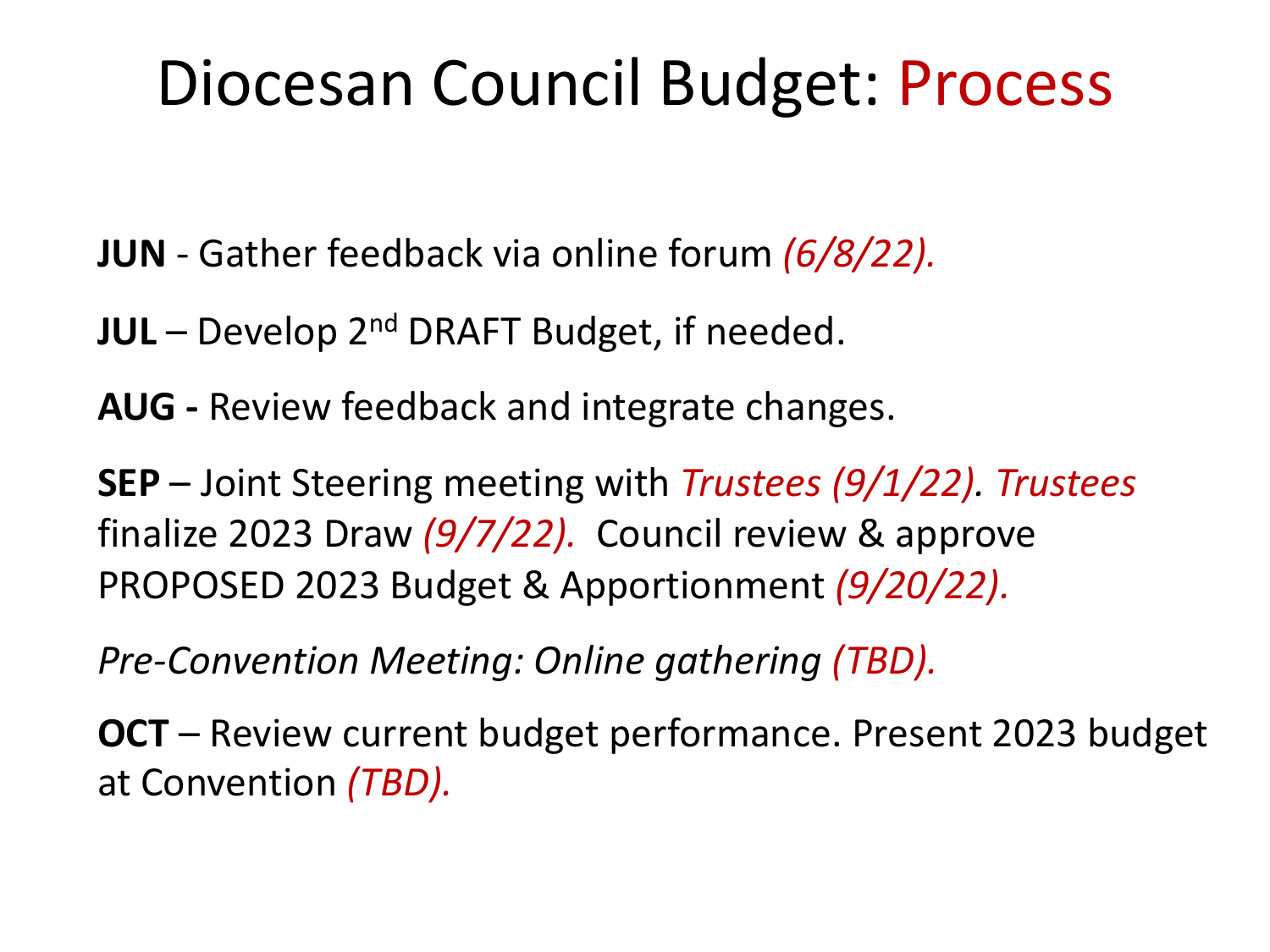# Diocesan Council Budget: Process

**JUN** - Gather feedback via online forum *(6/8/22).*

**JUL** – Develop 2nd DRAFT Budget, if needed.

**AUG -** Review feedback and integrate changes.

**SEP** – Joint Steering meeting with *Trustees (9/1/22). Trustees* finalize 2023 Draw *(9/7/22).* Council review & approve PROPOSED 2023 Budget & Apportionment *(9/20/22).*

*Pre-Convention Meeting: Online gathering (TBD).*

**OCT** – Review current budget performance. Present 2023 budget at Convention *(TBD).*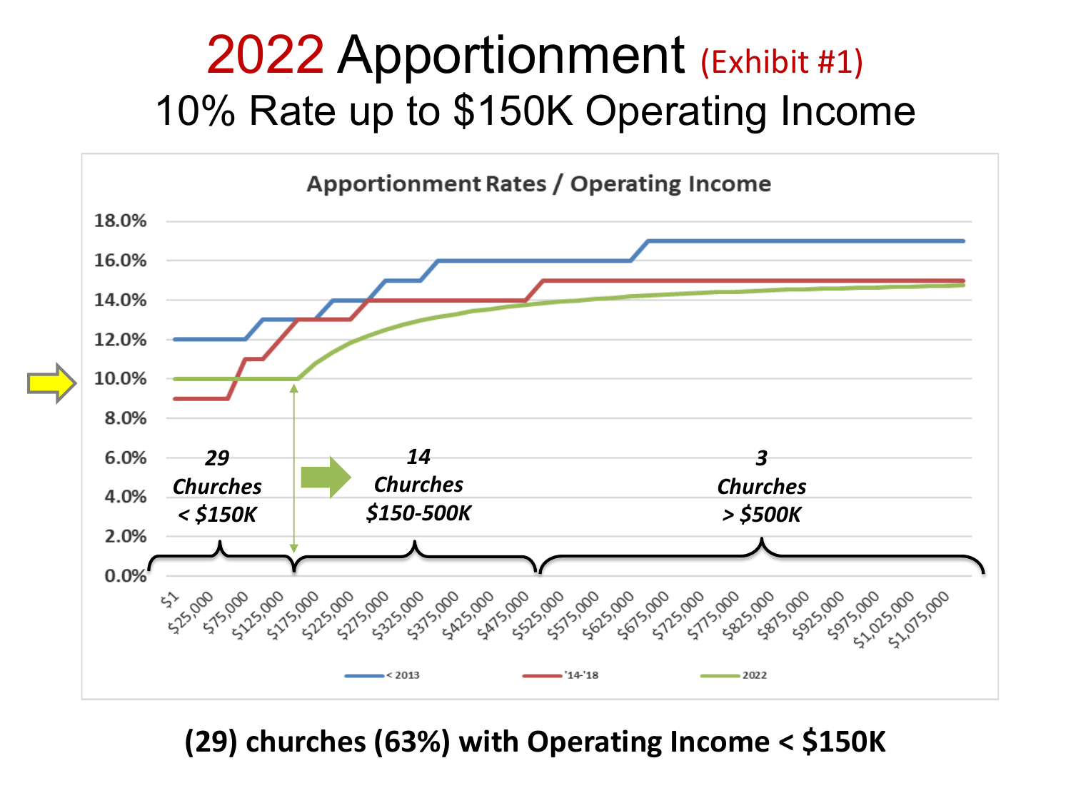# 2022 Apportionment (Exhibit #1)

## 10% Rate up to $150K Operating Income

**Apportionment Rates / Operating Income**

*29 Churches < $150K*

*14 Churches $150-500K*

*3 Churches > $500K*

< 2013 | '14-'18 | 2022

**(29) churches (63%) with Operating Income < $150K**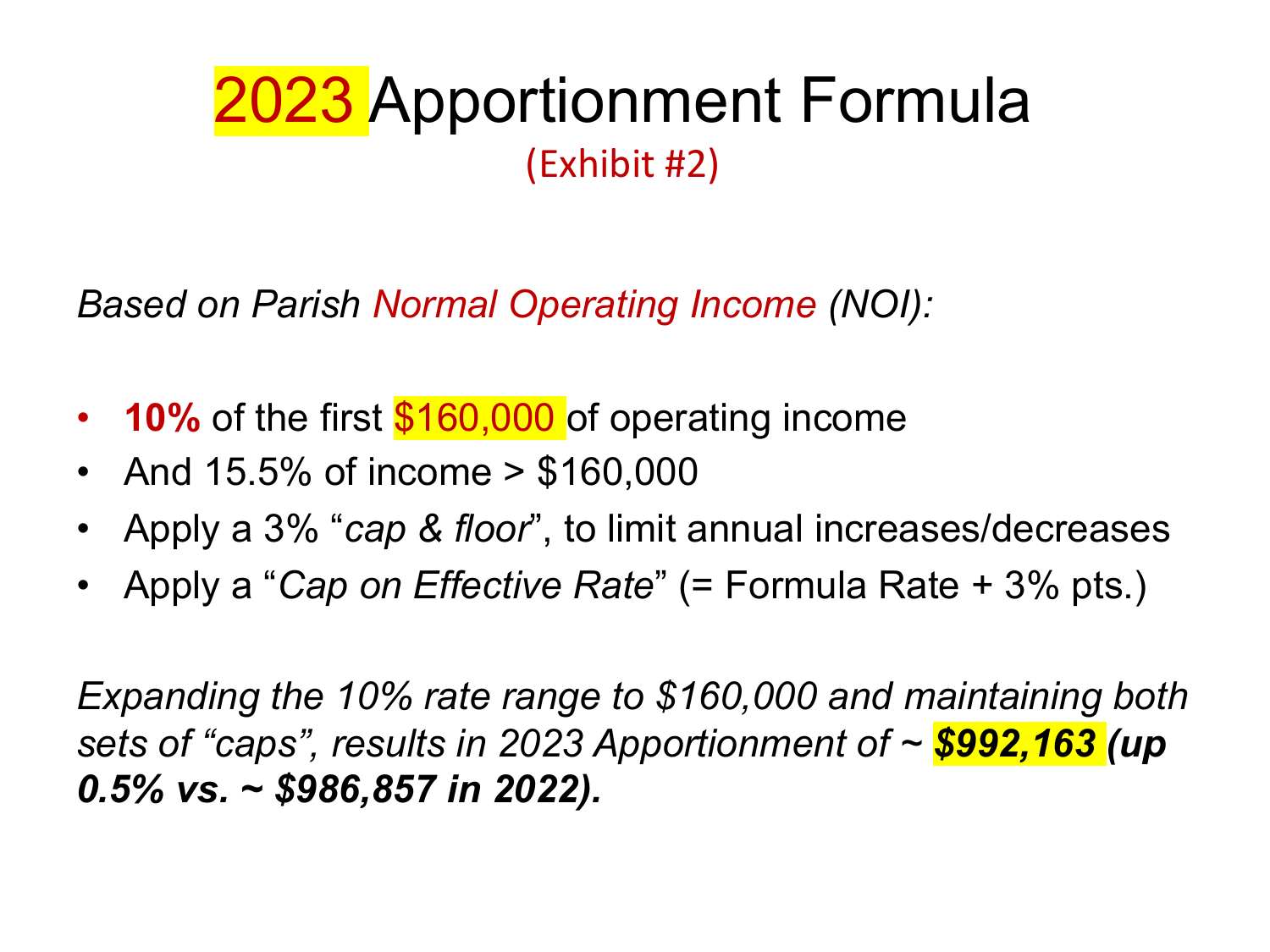# 2023 Apportionment Formula

(Exhibit #2)

*Based on Parish Normal Operating Income (NOI):*

- **10%** of the first $160,000 of operating income
- And 15.5% of income > $160,000
- Apply a 3% "*cap & floor*", to limit annual increases/decreases
- Apply a "*Cap on Effective Rate*" (= Formula Rate + 3% pts.)

*Expanding the 10% rate range to $160,000 and maintaining both sets of "caps", results in 2023 Apportionment of ~* ***$992,163 (up 0.5% vs. ~ $986,857 in 2022).***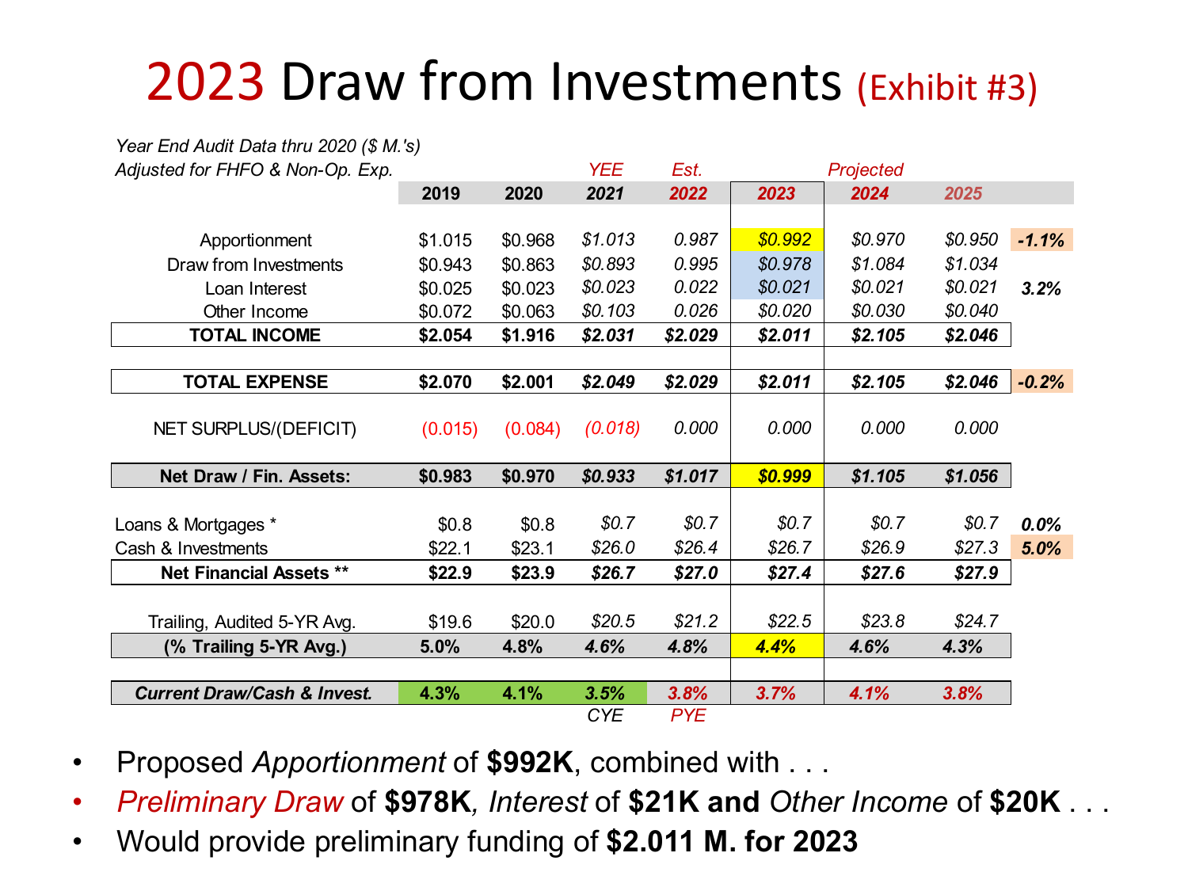# 2023 Draw from Investments (Exhibit #3)

| Year End Audit Data thru 2020 ($ M.'s) Adjusted for FHFO & Non-Op. Exp. | 2019 | 2020 | YEE 2021 | Est. 2022 | 2023 | Projected 2024 | 2025 | |
|---|---|---|---|---|---|---|---|---|
| Apportionment | $1.015 | $0.968 | $1.013 | 0.987 | $0.992 | $0.970 | $0.950 | -1.1% |
| Draw from Investments | $0.943 | $0.863 | $0.893 | 0.995 | $0.978 | $1.084 | $1.034 | |
| Loan Interest | $0.025 | $0.023 | $0.023 | 0.022 | $0.021 | $0.021 | $0.021 | 3.2% |
| Other Income | $0.072 | $0.063 | $0.103 | 0.026 | $0.020 | $0.030 | $0.040 | |
| **TOTAL INCOME** | **$2.054** | **$1.916** | **$2.031** | **$2.029** | **$2.011** | **$2.105** | **$2.046** | |
| **TOTAL EXPENSE** | **$2.070** | **$2.001** | **$2.049** | **$2.029** | **$2.011** | **$2.105** | **$2.046** | -0.2% |
| NET SURPLUS/(DEFICIT) | (0.015) | (0.084) | (0.018) | 0.000 | 0.000 | 0.000 | 0.000 | |
| **Net Draw / Fin. Assets:** | **$0.983** | **$0.970** | **$0.933** | **$1.017** | **$0.999** | **$1.105** | **$1.056** | |
| Loans & Mortgages * | $0.8 | $0.8 | $0.7 | $0.7 | $0.7 | $0.7 | $0.7 | 0.0% |
| Cash & Investments | $22.1 | $23.1 | $26.0 | $26.4 | $26.7 | $26.9 | $27.3 | 5.0% |
| **Net Financial Assets \*\*** | **$22.9** | **$23.9** | **$26.7** | **$27.0** | **$27.4** | **$27.6** | **$27.9** | |
| Trailing, Audited 5-YR Avg. | $19.6 | $20.0 | $20.5 | $21.2 | $22.5 | $23.8 | $24.7 | |
| **(% Trailing 5-YR Avg.)** | **5.0%** | **4.8%** | **4.6%** | **4.8%** | **4.4%** | **4.6%** | **4.3%** | |
| ***Current Draw/Cash & Invest.*** | **4.3%** | **4.1%** | **3.5%** | **3.8%** | **3.7%** | **4.1%** | **3.8%** | |
| | | | CYE | PYE | | | | |

- Proposed *Apportionment* of **$992K**, combined with . . .
- *Preliminary Draw* of **$978K**, *Interest* of **$21K and** *Other Income* of **$20K** . . .
- Would provide preliminary funding of **$2.011 M. for 2023**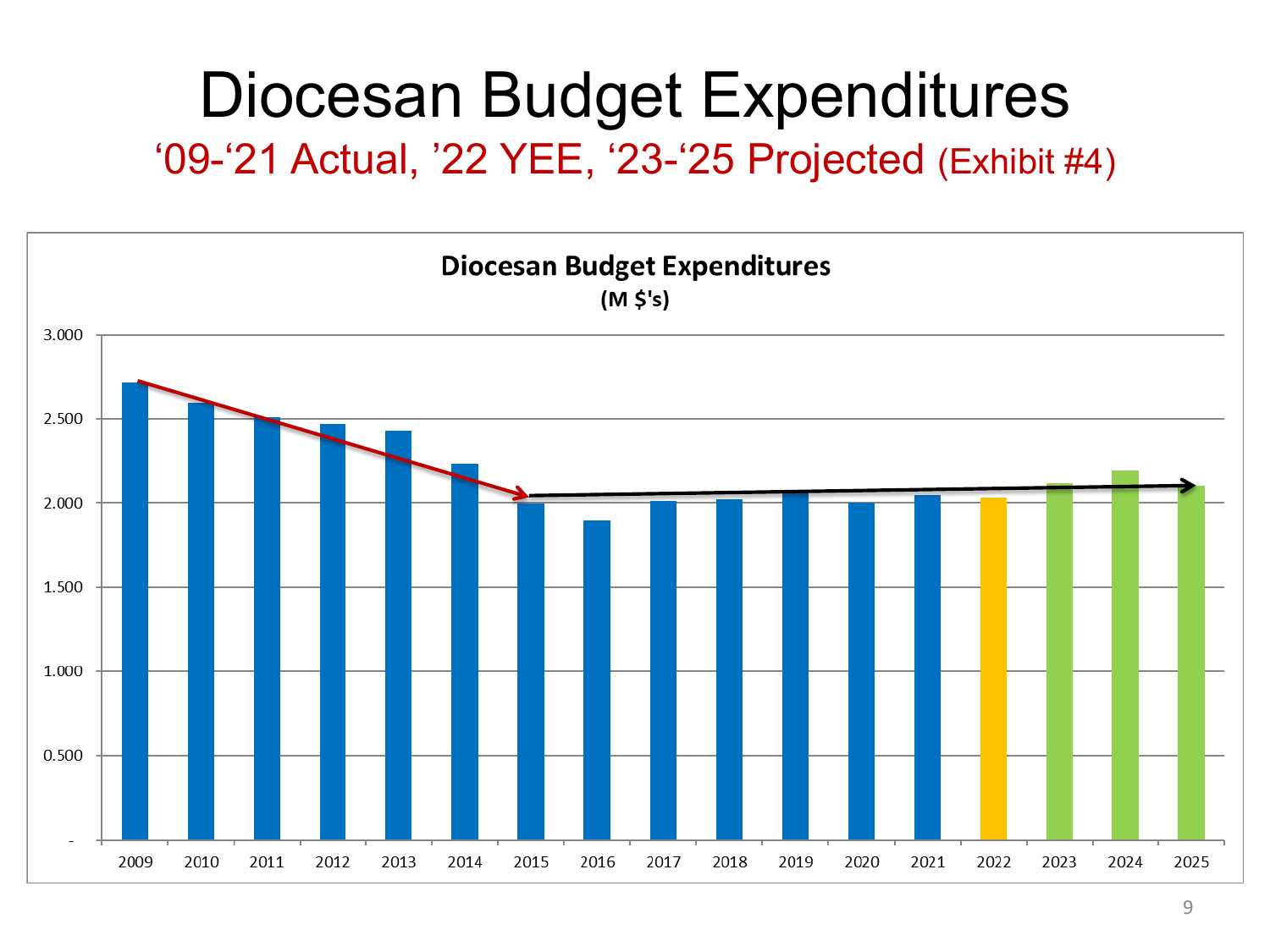# Diocesan Budget Expenditures

## '09-'21 Actual, '22 YEE, '23-'25 Projected (Exhibit #4)

**Diocesan Budget Expenditures**
**(M $'s)**

3.000
2.500
2.000
1.500
1.000
0.500
-

2009 2010 2011 2012 2013 2014 2015 2016 2017 2018 2019 2020 2021 2022 2023 2024 2025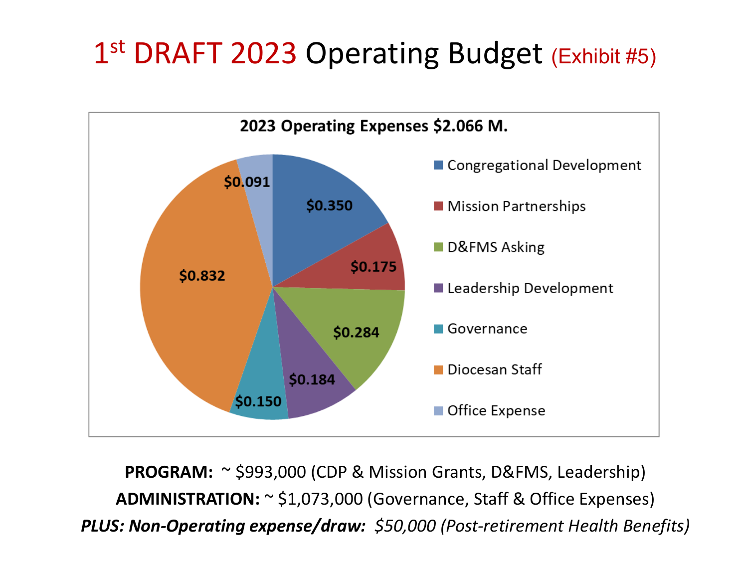# 1st DRAFT 2023 Operating Budget (Exhibit #5)

**2023 Operating Expenses $2.066 M.**

| Category | Amount |
| --- | --- |
| Congregational Development | $0.350 |
| Mission Partnerships | $0.175 |
| D&FMS Asking | $0.284 |
| Leadership Development | $0.184 |
| Governance | $0.150 |
| Diocesan Staff | $0.832 |
| Office Expense | $0.091 |

**PROGRAM:** ~ $993,000 (CDP & Mission Grants, D&FMS, Leadership)

**ADMINISTRATION:** ~ $1,073,000 (Governance, Staff & Office Expenses)

***PLUS: Non-Operating expense/draw:*** *$50,000 (Post-retirement Health Benefits)*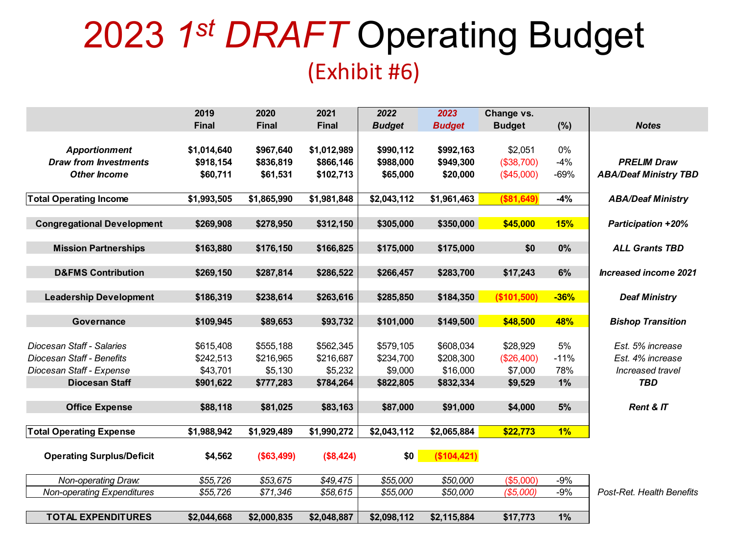# 2023 *1st DRAFT* Operating Budget

## (Exhibit #6)

| | 2019 Final | 2020 Final | 2021 Final | *2022 Budget* | *2023 Budget* | Change vs. Budget | (%) | *Notes* |
|---|---|---|---|---|---|---|---|---|
| ***Apportionment*** | **$1,014,640** | **$967,640** | **$1,012,989** | **$990,112** | **$992,163** | $2,051 | 0% | |
| ***Draw from Investments*** | **$918,154** | **$836,819** | **$866,146** | **$988,000** | **$949,300** | ($38,700) | -4% | ***PRELIM Draw*** |
| ***Other Income*** | **$60,711** | **$61,531** | **$102,713** | **$65,000** | **$20,000** | ($45,000) | -69% | ***ABA/Deaf Ministry TBD*** |
| **Total Operating Income** | **$1,993,505** | **$1,865,990** | **$1,981,848** | **$2,043,112** | **$1,961,463** | **($81,649)** | **-4%** | ***ABA/Deaf Ministry*** |
| **Congregational Development** | **$269,908** | **$278,950** | **$312,150** | **$305,000** | **$350,000** | **$45,000** | **15%** | ***Participation +20%*** |
| **Mission Partnerships** | **$163,880** | **$176,150** | **$166,825** | **$175,000** | **$175,000** | **$0** | **0%** | ***ALL Grants TBD*** |
| **D&FMS Contribution** | **$269,150** | **$287,814** | **$286,522** | **$266,457** | **$283,700** | **$17,243** | **6%** | ***Increased income 2021*** |
| **Leadership Development** | **$186,319** | **$238,614** | **$263,616** | **$285,850** | **$184,350** | **($101,500)** | **-36%** | ***Deaf Ministry*** |
| **Governance** | **$109,945** | **$89,653** | **$93,732** | **$101,000** | **$149,500** | **$48,500** | **48%** | ***Bishop Transition*** |
| *Diocesan Staff - Salaries* | $615,408 | $555,188 | $562,345 | $579,105 | $608,034 | $28,929 | 5% | *Est. 5% increase* |
| *Diocesan Staff - Benefits* | $242,513 | $216,965 | $216,687 | $234,700 | $208,300 | ($26,400) | -11% | *Est. 4% increase* |
| *Diocesan Staff - Expense* | $43,701 | $5,130 | $5,232 | $9,000 | $16,000 | $7,000 | 78% | *Increased travel* |
| **Diocesan Staff** | **$901,622** | **$777,283** | **$784,264** | **$822,805** | **$832,334** | **$9,529** | **1%** | ***TBD*** |
| **Office Expense** | **$88,118** | **$81,025** | **$83,163** | **$87,000** | **$91,000** | **$4,000** | **5%** | ***Rent & IT*** |
| **Total Operating Expense** | **$1,988,942** | **$1,929,489** | **$1,990,272** | **$2,043,112** | **$2,065,884** | **$22,773** | **1%** | |
| **Operating Surplus/Deficit** | **$4,562** | **($63,499)** | **($8,424)** | **$0** | **($104,421)** | | | |
| *Non-operating Draw:* | *$55,726* | *$53,675* | *$49,475* | *$55,000* | *$50,000* | *($5,000)* | -9% | |
| *Non-operating Expenditures* | *$55,726* | *$71,346* | *$58,615* | *$55,000* | *$50,000* | *($5,000)* | -9% | Post-Ret. Health Benefits |
| **TOTAL EXPENDITURES** | **$2,044,668** | **$2,000,835** | **$2,048,887** | **$2,098,112** | **$2,115,884** | **$17,773** | **1%** | |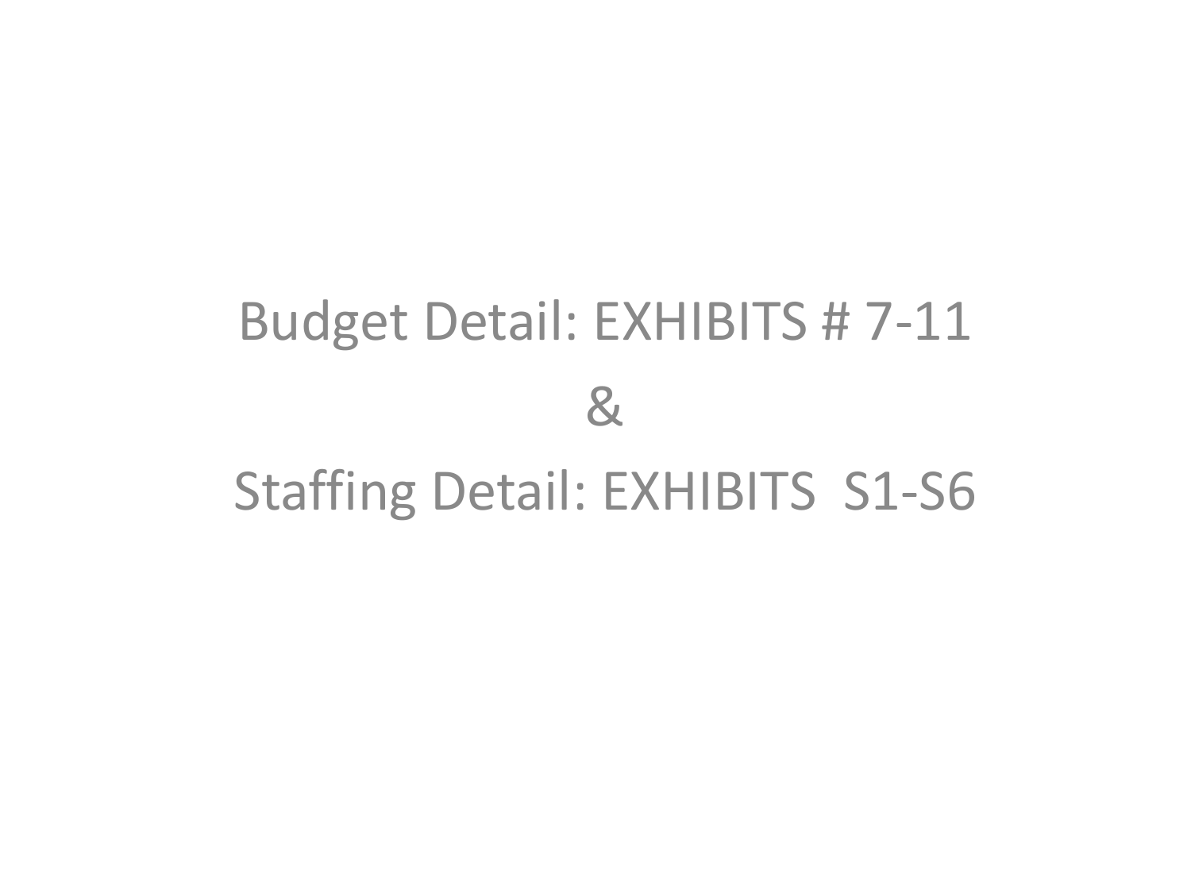Budget Detail: EXHIBITS # 7-11

&

Staffing Detail: EXHIBITS  S1-S6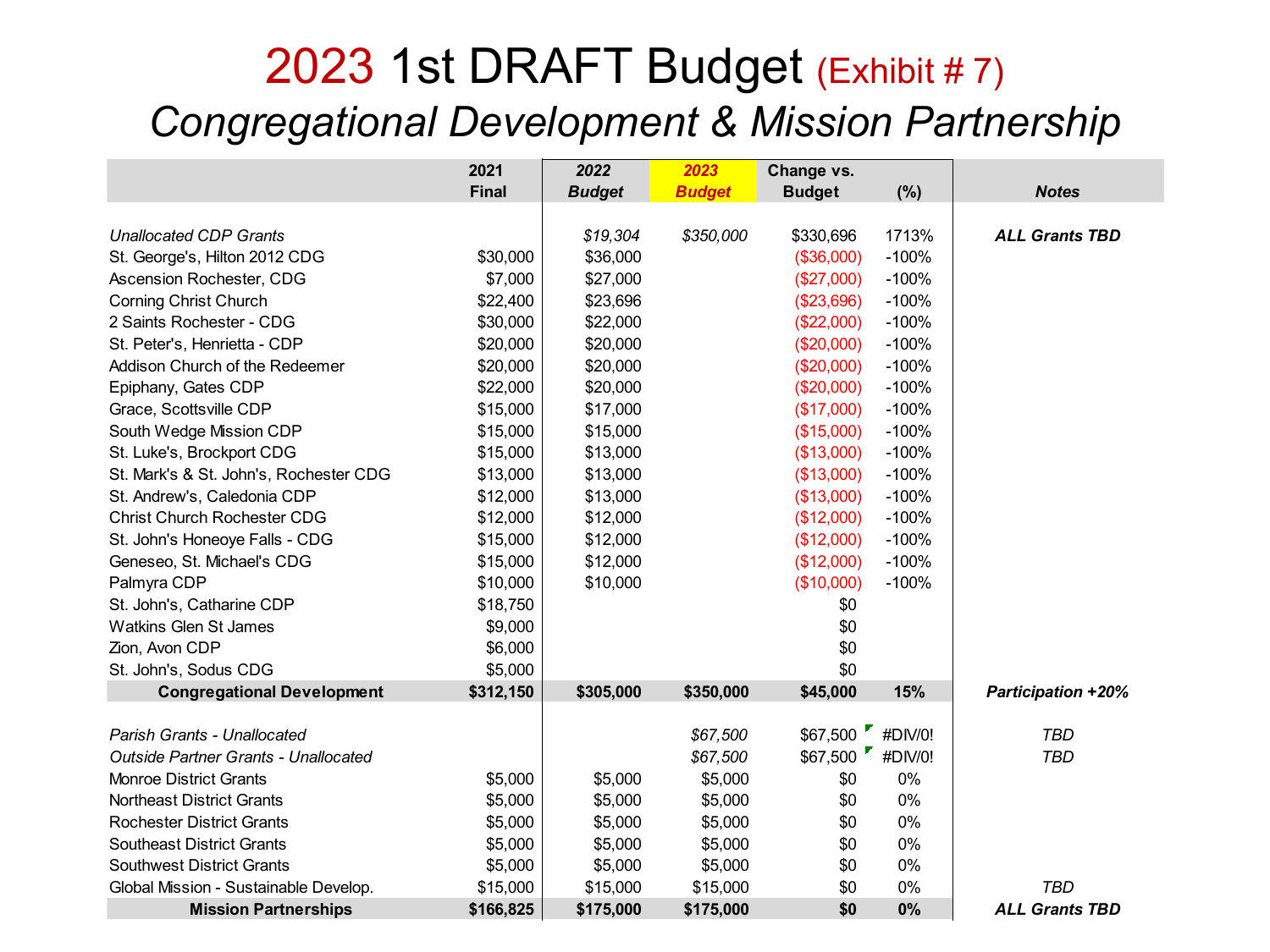# 2023 1st DRAFT Budget (Exhibit # 7)

## *Congregational Development & Mission Partnership*

| | 2021 Final | *2022 Budget* | *2023 Budget* | Change vs. Budget | (%) | *Notes* |
|---|---|---|---|---|---|---|
| *Unallocated CDP Grants* | | *$19,304* | *$350,000* | $330,696 | 1713% | ***ALL Grants TBD*** |
| St. George's, Hilton 2012 CDG | $30,000 | $36,000 | | ($36,000) | -100% | |
| Ascension Rochester, CDG | $7,000 | $27,000 | | ($27,000) | -100% | |
| Corning Christ Church | $22,400 | $23,696 | | ($23,696) | -100% | |
| 2 Saints Rochester - CDG | $30,000 | $22,000 | | ($22,000) | -100% | |
| St. Peter's, Henrietta - CDP | $20,000 | $20,000 | | ($20,000) | -100% | |
| Addison Church of the Redeemer | $20,000 | $20,000 | | ($20,000) | -100% | |
| Epiphany, Gates CDP | $22,000 | $20,000 | | ($20,000) | -100% | |
| Grace, Scottsville CDP | $15,000 | $17,000 | | ($17,000) | -100% | |
| South Wedge Mission CDP | $15,000 | $15,000 | | ($15,000) | -100% | |
| St. Luke's, Brockport CDG | $15,000 | $13,000 | | ($13,000) | -100% | |
| St. Mark's & St. John's, Rochester CDG | $13,000 | $13,000 | | ($13,000) | -100% | |
| St. Andrew's, Caledonia CDP | $12,000 | $13,000 | | ($13,000) | -100% | |
| Christ Church Rochester CDG | $12,000 | $12,000 | | ($12,000) | -100% | |
| St. John's Honeoye Falls - CDG | $15,000 | $12,000 | | ($12,000) | -100% | |
| Geneseo, St. Michael's CDG | $15,000 | $12,000 | | ($12,000) | -100% | |
| Palmyra CDP | $10,000 | $10,000 | | ($10,000) | -100% | |
| St. John's, Catharine CDP | $18,750 | | | $0 | | |
| Watkins Glen St James | $9,000 | | | $0 | | |
| Zion, Avon CDP | $6,000 | | | $0 | | |
| St. John's, Sodus CDG | $5,000 | | | $0 | | |
| **Congregational Development** | **$312,150** | **$305,000** | **$350,000** | **$45,000** | **15%** | ***Participation +20%*** |
| | | | | | | |
| *Parish Grants - Unallocated* | | | *$67,500* | $67,500 | #DIV/0! | *TBD* |
| *Outside Partner Grants - Unallocated* | | | *$67,500* | $67,500 | #DIV/0! | *TBD* |
| Monroe District Grants | $5,000 | $5,000 | $5,000 | $0 | 0% | |
| Northeast District Grants | $5,000 | $5,000 | $5,000 | $0 | 0% | |
| Rochester District Grants | $5,000 | $5,000 | $5,000 | $0 | 0% | |
| Southeast District Grants | $5,000 | $5,000 | $5,000 | $0 | 0% | |
| Southwest District Grants | $5,000 | $5,000 | $5,000 | $0 | 0% | |
| Global Mission - Sustainable Develop. | $15,000 | $15,000 | $15,000 | $0 | 0% | *TBD* |
| **Mission Partnerships** | **$166,825** | **$175,000** | **$175,000** | **$0** | **0%** | ***ALL Grants TBD*** |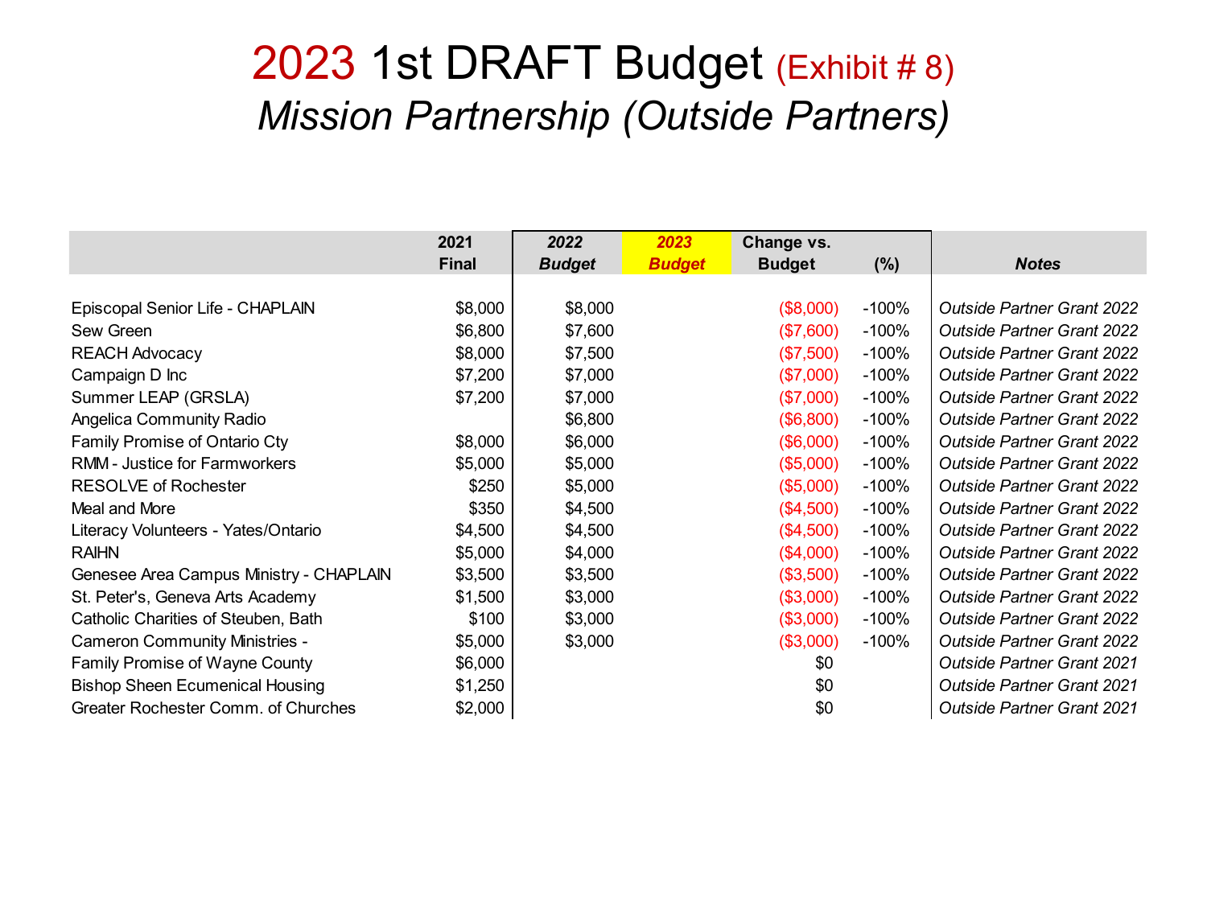# 2023 1st DRAFT Budget (Exhibit # 8)

## *Mission Partnership (Outside Partners)*

| | 2021 Final | *2022 Budget* | *2023 Budget* | Change vs. Budget | (%) | *Notes* |
|---|---|---|---|---|---|---|
| Episcopal Senior Life - CHAPLAIN | $8,000 | $8,000 | | ($8,000) | -100% | *Outside Partner Grant 2022* |
| Sew Green | $6,800 | $7,600 | | ($7,600) | -100% | *Outside Partner Grant 2022* |
| REACH Advocacy | $8,000 | $7,500 | | ($7,500) | -100% | *Outside Partner Grant 2022* |
| Campaign D Inc | $7,200 | $7,000 | | ($7,000) | -100% | *Outside Partner Grant 2022* |
| Summer LEAP (GRSLA) | $7,200 | $7,000 | | ($7,000) | -100% | *Outside Partner Grant 2022* |
| Angelica Community Radio | | $6,800 | | ($6,800) | -100% | *Outside Partner Grant 2022* |
| Family Promise of Ontario Cty | $8,000 | $6,000 | | ($6,000) | -100% | *Outside Partner Grant 2022* |
| RMM - Justice for Farmworkers | $5,000 | $5,000 | | ($5,000) | -100% | *Outside Partner Grant 2022* |
| RESOLVE of Rochester | $250 | $5,000 | | ($5,000) | -100% | *Outside Partner Grant 2022* |
| Meal and More | $350 | $4,500 | | ($4,500) | -100% | *Outside Partner Grant 2022* |
| Literacy Volunteers - Yates/Ontario | $4,500 | $4,500 | | ($4,500) | -100% | *Outside Partner Grant 2022* |
| RAIHN | $5,000 | $4,000 | | ($4,000) | -100% | *Outside Partner Grant 2022* |
| Genesee Area Campus Ministry - CHAPLAIN | $3,500 | $3,500 | | ($3,500) | -100% | *Outside Partner Grant 2022* |
| St. Peter's, Geneva Arts Academy | $1,500 | $3,000 | | ($3,000) | -100% | *Outside Partner Grant 2022* |
| Catholic Charities of Steuben, Bath | $100 | $3,000 | | ($3,000) | -100% | *Outside Partner Grant 2022* |
| Cameron Community Ministries - | $5,000 | $3,000 | | ($3,000) | -100% | *Outside Partner Grant 2022* |
| Family Promise of Wayne County | $6,000 | | | $0 | | *Outside Partner Grant 2021* |
| Bishop Sheen Ecumenical Housing | $1,250 | | | $0 | | *Outside Partner Grant 2021* |
| Greater Rochester Comm. of Churches | $2,000 | | | $0 | | *Outside Partner Grant 2021* |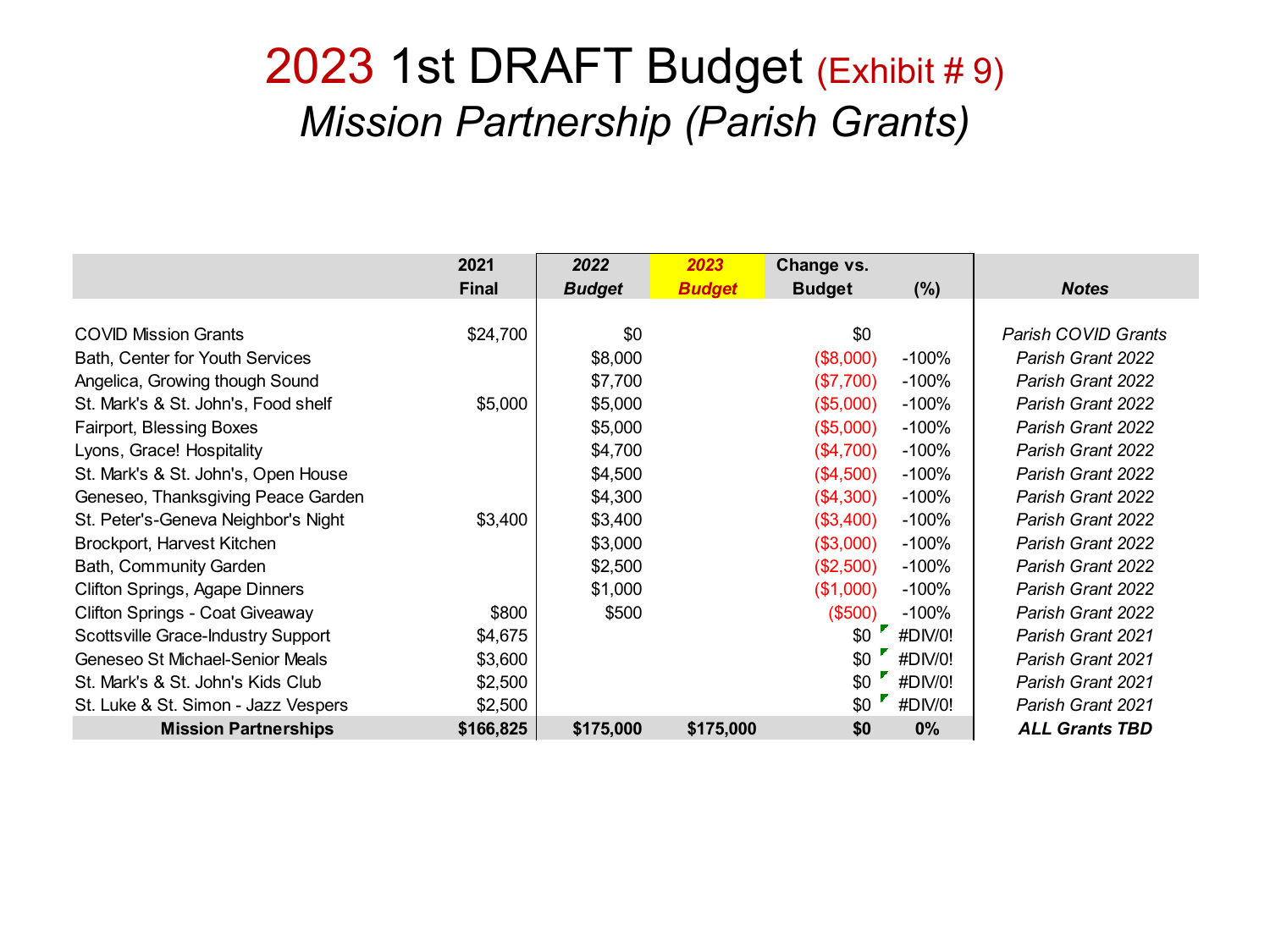# 2023 1st DRAFT Budget (Exhibit # 9)

## *Mission Partnership (Parish Grants)*

| | 2021 Final | *2022 Budget* | *2023 Budget* | Change vs. Budget | (%) | *Notes* |
|---|---|---|---|---|---|---|
| COVID Mission Grants | $24,700 | $0 | | $0 | | *Parish COVID Grants* |
| Bath, Center for Youth Services | | $8,000 | | ($8,000) | -100% | *Parish Grant 2022* |
| Angelica, Growing though Sound | | $7,700 | | ($7,700) | -100% | *Parish Grant 2022* |
| St. Mark's & St. John's, Food shelf | $5,000 | $5,000 | | ($5,000) | -100% | *Parish Grant 2022* |
| Fairport, Blessing Boxes | | $5,000 | | ($5,000) | -100% | *Parish Grant 2022* |
| Lyons, Grace! Hospitality | | $4,700 | | ($4,700) | -100% | *Parish Grant 2022* |
| St. Mark's & St. John's, Open House | | $4,500 | | ($4,500) | -100% | *Parish Grant 2022* |
| Geneseo, Thanksgiving Peace Garden | | $4,300 | | ($4,300) | -100% | *Parish Grant 2022* |
| St. Peter's-Geneva Neighbor's Night | $3,400 | $3,400 | | ($3,400) | -100% | *Parish Grant 2022* |
| Brockport, Harvest Kitchen | | $3,000 | | ($3,000) | -100% | *Parish Grant 2022* |
| Bath, Community Garden | | $2,500 | | ($2,500) | -100% | *Parish Grant 2022* |
| Clifton Springs, Agape Dinners | | $1,000 | | ($1,000) | -100% | *Parish Grant 2022* |
| Clifton Springs - Coat Giveaway | $800 | $500 | | ($500) | -100% | *Parish Grant 2022* |
| Scottsville Grace-Industry Support | $4,675 | | | $0 | #DIV/0! | *Parish Grant 2021* |
| Geneseo St Michael-Senior Meals | $3,600 | | | $0 | #DIV/0! | *Parish Grant 2021* |
| St. Mark's & St. John's Kids Club | $2,500 | | | $0 | #DIV/0! | *Parish Grant 2021* |
| St. Luke & St. Simon - Jazz Vespers | $2,500 | | | $0 | #DIV/0! | *Parish Grant 2021* |
| **Mission Partnerships** | **$166,825** | **$175,000** | **$175,000** | **$0** | **0%** | ***ALL Grants TBD*** |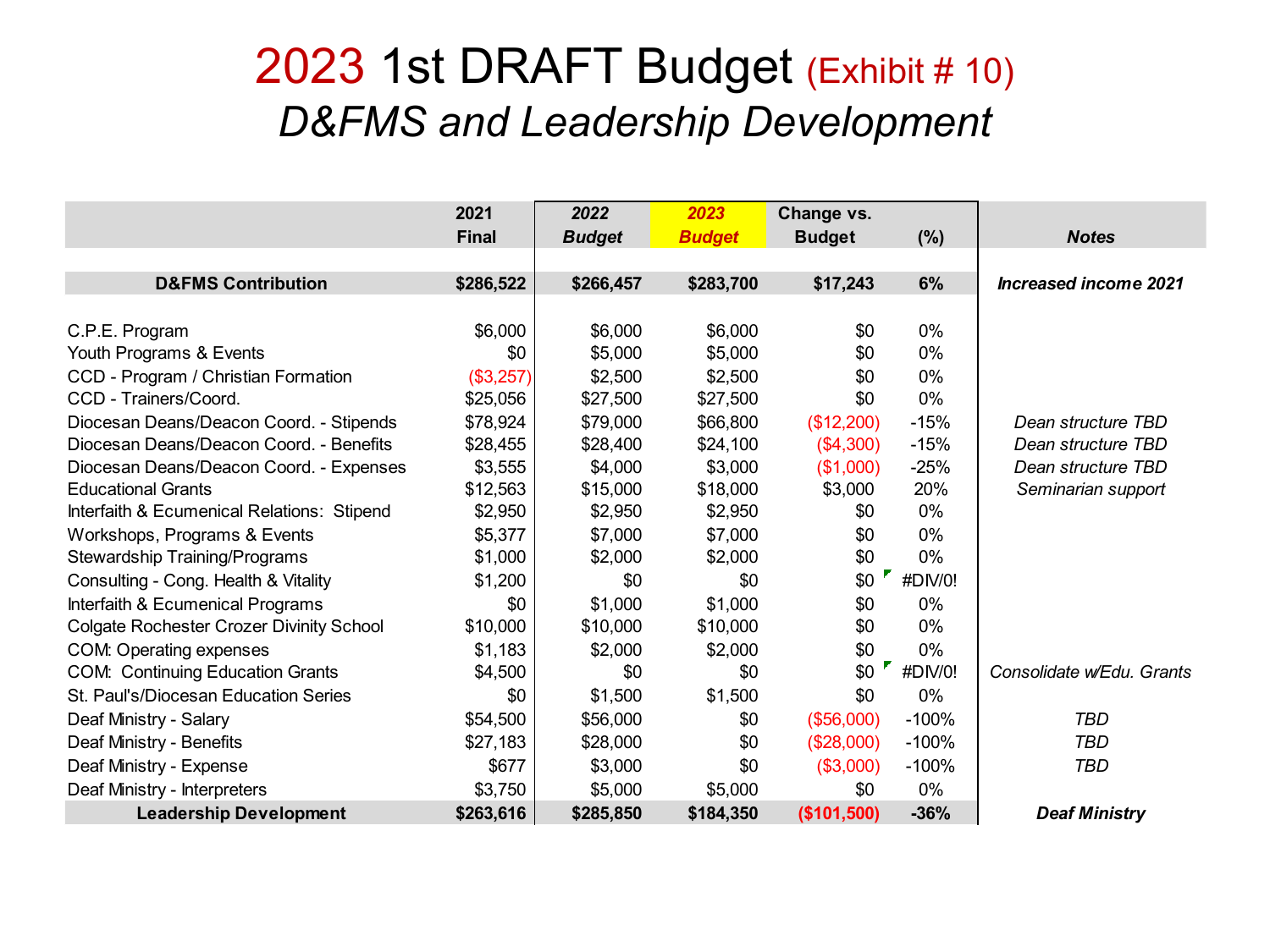# 2023 1st DRAFT Budget (Exhibit # 10)

## *D&FMS and Leadership Development*

| | 2021 Final | *2022 Budget* | *2023 Budget* | Change vs. Budget | (%) | *Notes* |
|---|---|---|---|---|---|---|
| **D&FMS Contribution** | **$286,522** | **$266,457** | **$283,700** | **$17,243** | **6%** | ***Increased income 2021*** |
| C.P.E. Program | $6,000 | $6,000 | $6,000 | $0 | 0% | |
| Youth Programs & Events | $0 | $5,000 | $5,000 | $0 | 0% | |
| CCD - Program / Christian Formation | ($3,257) | $2,500 | $2,500 | $0 | 0% | |
| CCD - Trainers/Coord. | $25,056 | $27,500 | $27,500 | $0 | 0% | |
| Diocesan Deans/Deacon Coord. - Stipends | $78,924 | $79,000 | $66,800 | ($12,200) | -15% | *Dean structure TBD* |
| Diocesan Deans/Deacon Coord. - Benefits | $28,455 | $28,400 | $24,100 | ($4,300) | -15% | *Dean structure TBD* |
| Diocesan Deans/Deacon Coord. - Expenses | $3,555 | $4,000 | $3,000 | ($1,000) | -25% | *Dean structure TBD* |
| Educational Grants | $12,563 | $15,000 | $18,000 | $3,000 | 20% | *Seminarian support* |
| Interfaith & Ecumenical Relations: Stipend | $2,950 | $2,950 | $2,950 | $0 | 0% | |
| Workshops, Programs & Events | $5,377 | $7,000 | $7,000 | $0 | 0% | |
| Stewardship Training/Programs | $1,000 | $2,000 | $2,000 | $0 | 0% | |
| Consulting - Cong. Health & Vitality | $1,200 | $0 | $0 | $0 | #DIV/0! | |
| Interfaith & Ecumenical Programs | $0 | $1,000 | $1,000 | $0 | 0% | |
| Colgate Rochester Crozer Divinity School | $10,000 | $10,000 | $10,000 | $0 | 0% | |
| COM: Operating expenses | $1,183 | $2,000 | $2,000 | $0 | 0% | |
| COM: Continuing Education Grants | $4,500 | $0 | $0 | $0 | #DIV/0! | *Consolidate w/Edu. Grants* |
| St. Paul's/Diocesan Education Series | $0 | $1,500 | $1,500 | $0 | 0% | |
| Deaf Ministry - Salary | $54,500 | $56,000 | $0 | ($56,000) | -100% | *TBD* |
| Deaf Ministry - Benefits | $27,183 | $28,000 | $0 | ($28,000) | -100% | *TBD* |
| Deaf Ministry - Expense | $677 | $3,000 | $0 | ($3,000) | -100% | *TBD* |
| Deaf Ministry - Interpreters | $3,750 | $5,000 | $5,000 | $0 | 0% | |
| **Leadership Development** | **$263,616** | **$285,850** | **$184,350** | **($101,500)** | **-36%** | ***Deaf Ministry*** |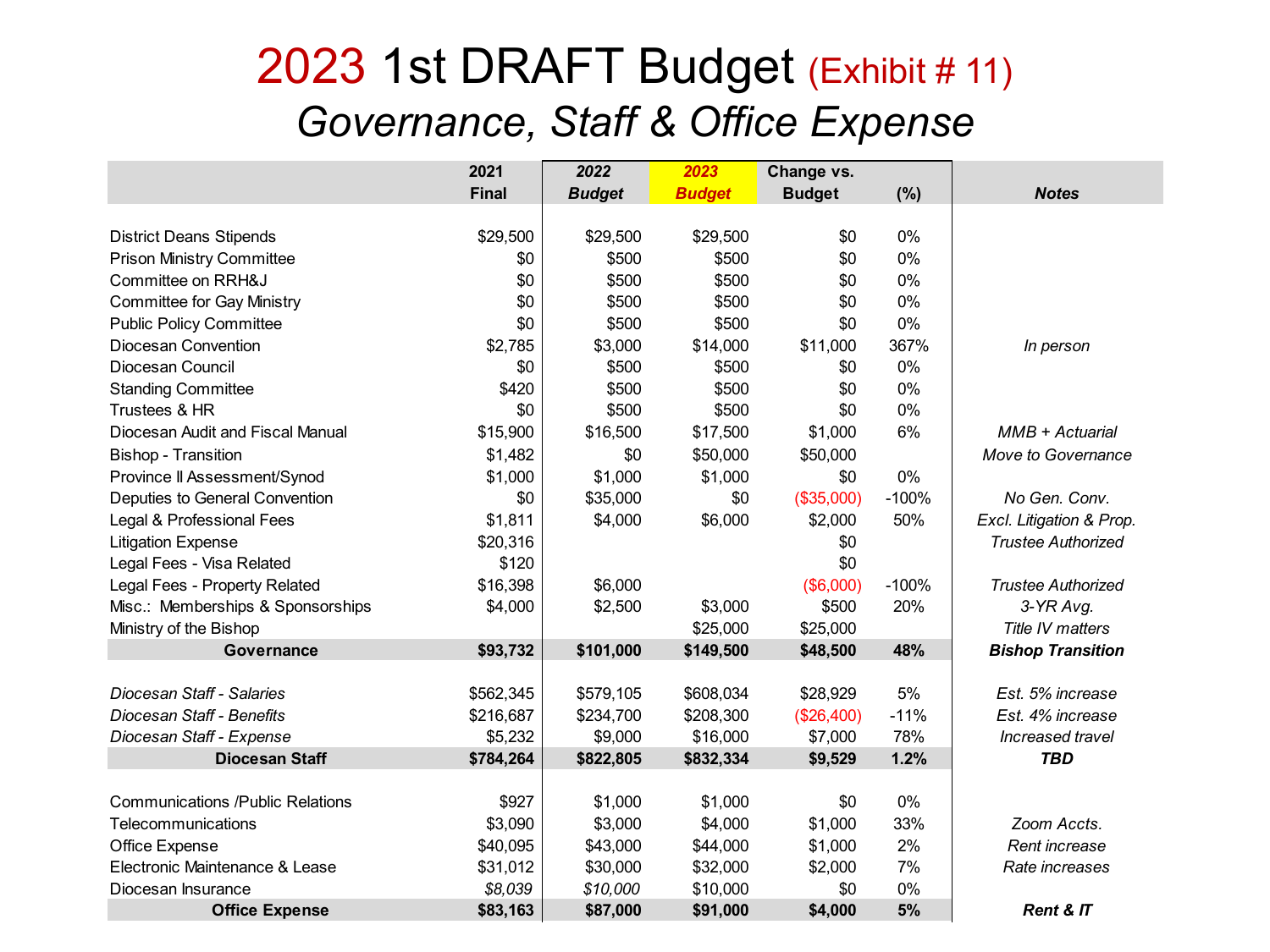# 2023 1st DRAFT Budget (Exhibit # 11)

## *Governance, Staff & Office Expense*

| | 2021 Final | *2022 Budget* | *2023 Budget* | Change vs. Budget | (%) | *Notes* |
|---|---|---|---|---|---|---|
| District Deans Stipends | $29,500 | $29,500 | $29,500 | $0 | 0% | |
| Prison Ministry Committee | $0 | $500 | $500 | $0 | 0% | |
| Committee on RRH&J | $0 | $500 | $500 | $0 | 0% | |
| Committee for Gay Ministry | $0 | $500 | $500 | $0 | 0% | |
| Public Policy Committee | $0 | $500 | $500 | $0 | 0% | |
| Diocesan Convention | $2,785 | $3,000 | $14,000 | $11,000 | 367% | *In person* |
| Diocesan Council | $0 | $500 | $500 | $0 | 0% | |
| Standing Committee | $420 | $500 | $500 | $0 | 0% | |
| Trustees & HR | $0 | $500 | $500 | $0 | 0% | |
| Diocesan Audit and Fiscal Manual | $15,900 | $16,500 | $17,500 | $1,000 | 6% | *MMB + Actuarial* |
| Bishop - Transition | $1,482 | $0 | $50,000 | $50,000 | | *Move to Governance* |
| Province II Assessment/Synod | $1,000 | $1,000 | $1,000 | $0 | 0% | |
| Deputies to General Convention | $0 | $35,000 | $0 | ($35,000) | -100% | *No Gen. Conv.* |
| Legal & Professional Fees | $1,811 | $4,000 | $6,000 | $2,000 | 50% | *Excl. Litigation & Prop.* |
| Litigation Expense | $20,316 | | | $0 | | *Trustee Authorized* |
| Legal Fees - Visa Related | $120 | | | $0 | | |
| Legal Fees - Property Related | $16,398 | $6,000 | | ($6,000) | -100% | *Trustee Authorized* |
| Misc.: Memberships & Sponsorships | $4,000 | $2,500 | $3,000 | $500 | 20% | *3-YR Avg.* |
| Ministry of the Bishop | | | $25,000 | $25,000 | | *Title IV matters* |
| **Governance** | **$93,732** | **$101,000** | **$149,500** | **$48,500** | **48%** | ***Bishop Transition*** |
| *Diocesan Staff - Salaries* | $562,345 | $579,105 | $608,034 | $28,929 | 5% | *Est. 5% increase* |
| *Diocesan Staff - Benefits* | $216,687 | $234,700 | $208,300 | ($26,400) | -11% | *Est. 4% increase* |
| *Diocesan Staff - Expense* | $5,232 | $9,000 | $16,000 | $7,000 | 78% | *Increased travel* |
| **Diocesan Staff** | **$784,264** | **$822,805** | **$832,334** | **$9,529** | **1.2%** | ***TBD*** |
| Communications /Public Relations | $927 | $1,000 | $1,000 | $0 | 0% | |
| Telecommunications | $3,090 | $3,000 | $4,000 | $1,000 | 33% | *Zoom Accts.* |
| Office Expense | $40,095 | $43,000 | $44,000 | $1,000 | 2% | *Rent increase* |
| Electronic Maintenance & Lease | $31,012 | $30,000 | $32,000 | $2,000 | 7% | *Rate increases* |
| Diocesan Insurance | *$8,039* | *$10,000* | $10,000 | $0 | 0% | |
| **Office Expense** | **$83,163** | **$87,000** | **$91,000** | **$4,000** | **5%** | ***Rent & IT*** |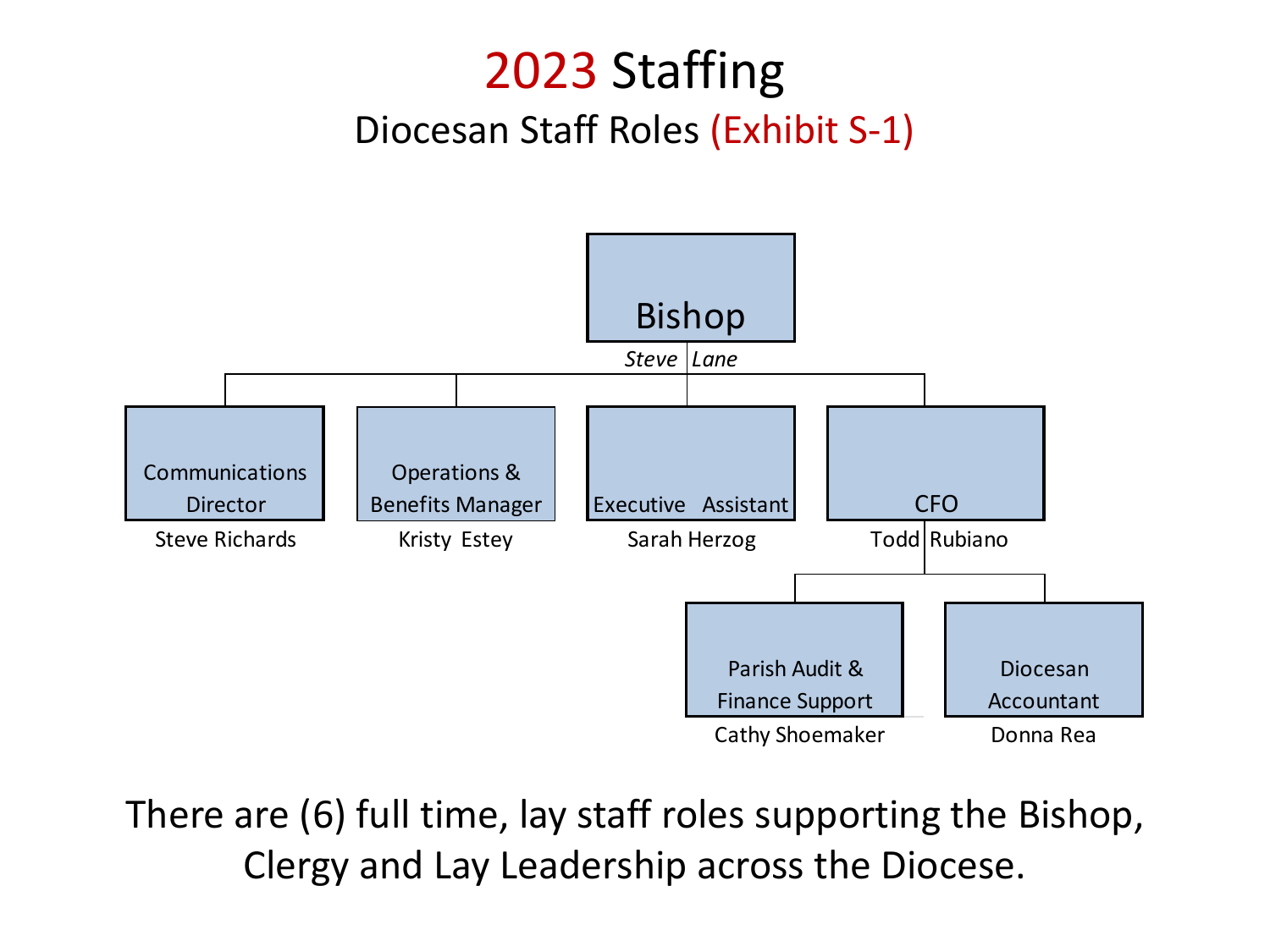# 2023 Staffing

## Diocesan Staff Roles (Exhibit S-1)

- **Bishop** — *Steve Lane*
  - **Communications Director** — Steve Richards
  - **Operations & Benefits Manager** — Kristy Estey
  - **Executive Assistant** — Sarah Herzog
  - **CFO** — Todd Rubiano
    - **Parish Audit & Finance Support** — Cathy Shoemaker
    - **Diocesan Accountant** — Donna Rea

There are (6) full time, lay staff roles supporting the Bishop, Clergy and Lay Leadership across the Diocese.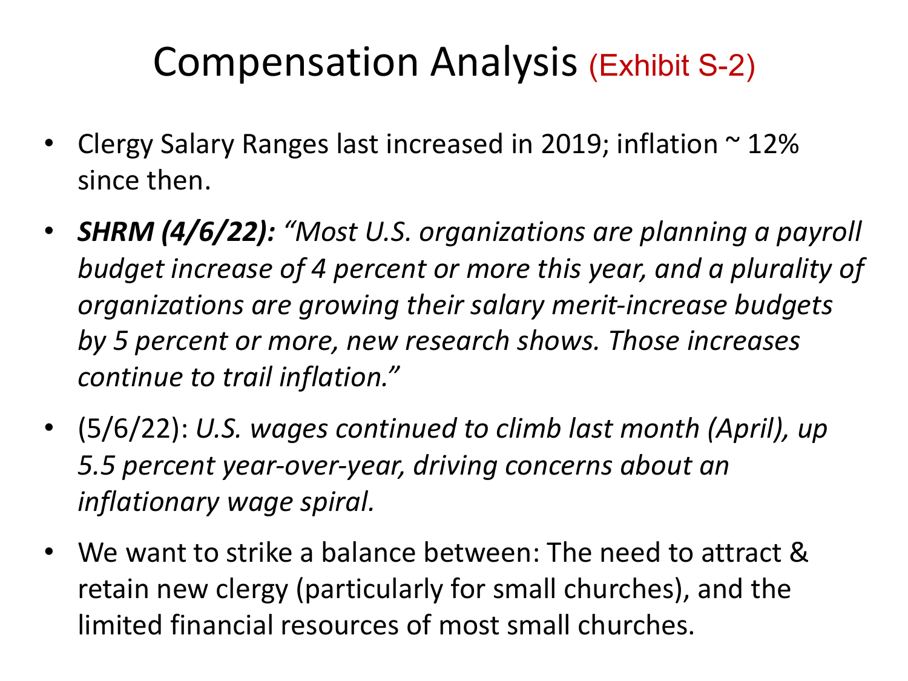# Compensation Analysis (Exhibit S-2)

- Clergy Salary Ranges last increased in 2019; inflation ~ 12% since then.
- ***SHRM (4/6/22):*** *"Most U.S. organizations are planning a payroll budget increase of 4 percent or more this year, and a plurality of organizations are growing their salary merit-increase budgets by 5 percent or more, new research shows. Those increases continue to trail inflation."*
- (5/6/22): *U.S. wages continued to climb last month (April), up 5.5 percent year-over-year, driving concerns about an inflationary wage spiral.*
- We want to strike a balance between: The need to attract & retain new clergy (particularly for small churches), and the limited financial resources of most small churches.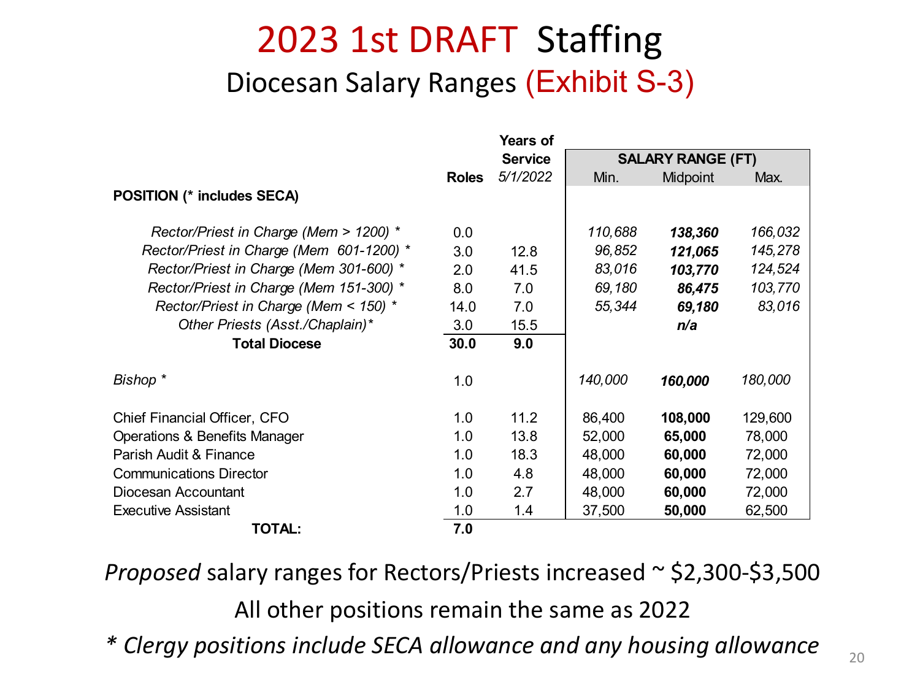# 2023 1st DRAFT Staffing

## Diocesan Salary Ranges (Exhibit S-3)

| POSITION (* includes SECA) | Roles | Years of Service 5/1/2022 | SALARY RANGE (FT) Min. | Midpoint | Max. |
|---|---|---|---|---|---|
| *Rector/Priest in Charge (Mem > 1200) ** | 0.0 | | *110,688* | ***138,360*** | *166,032* |
| *Rector/Priest in Charge (Mem 601-1200) ** | 3.0 | 12.8 | *96,852* | ***121,065*** | *145,278* |
| *Rector/Priest in Charge (Mem 301-600) ** | 2.0 | 41.5 | *83,016* | ***103,770*** | *124,524* |
| *Rector/Priest in Charge (Mem 151-300) ** | 8.0 | 7.0 | *69,180* | ***86,475*** | *103,770* |
| *Rector/Priest in Charge (Mem < 150) ** | 14.0 | 7.0 | *55,344* | ***69,180*** | *83,016* |
| *Other Priests (Asst./Chaplain)** | 3.0 | 15.5 | | ***n/a*** | |
| **Total Diocese** | **30.0** | **9.0** | | | |
| *Bishop ** | 1.0 | | *140,000* | ***160,000*** | *180,000* |
| Chief Financial Officer, CFO | 1.0 | 11.2 | 86,400 | **108,000** | 129,600 |
| Operations & Benefits Manager | 1.0 | 13.8 | 52,000 | **65,000** | 78,000 |
| Parish Audit & Finance | 1.0 | 18.3 | 48,000 | **60,000** | 72,000 |
| Communications Director | 1.0 | 4.8 | 48,000 | **60,000** | 72,000 |
| Diocesan Accountant | 1.0 | 2.7 | 48,000 | **60,000** | 72,000 |
| Executive Assistant | 1.0 | 1.4 | 37,500 | **50,000** | 62,500 |
| **TOTAL:** | **7.0** | | | | |

*Proposed* salary ranges for Rectors/Priests increased ~ $2,300-$3,500

All other positions remain the same as 2022

*\* Clergy positions include SECA allowance and any housing allowance*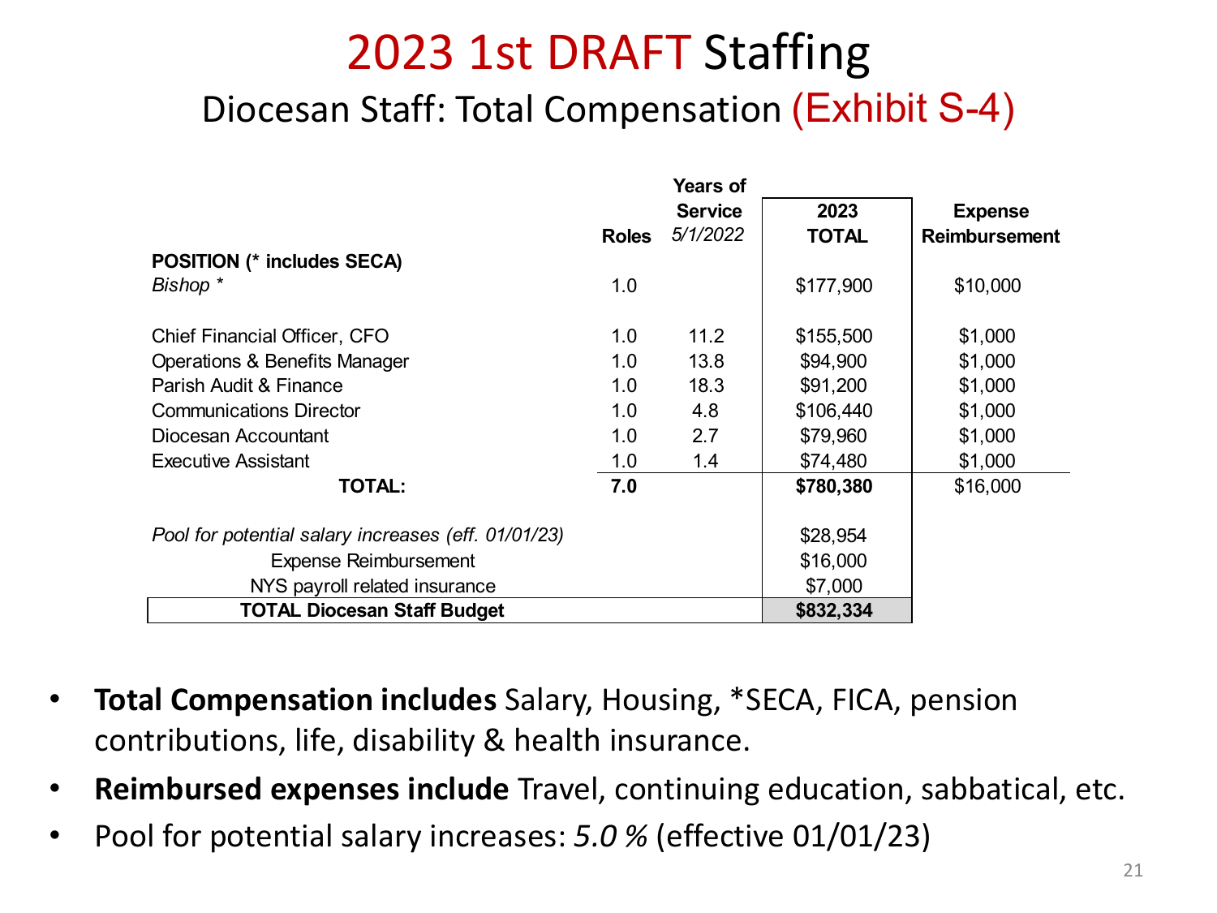# 2023 1st DRAFT Staffing

## Diocesan Staff: Total Compensation (Exhibit S-4)

| POSITION (* includes SECA) | Roles | Years of Service *5/1/2022* | 2023 TOTAL | Expense Reimbursement |
|---|---|---|---|---|
| *Bishop \** | 1.0 | | $177,900 | $10,000 |
| Chief Financial Officer, CFO | 1.0 | 11.2 | $155,500 | $1,000 |
| Operations & Benefits Manager | 1.0 | 13.8 | $94,900 | $1,000 |
| Parish Audit & Finance | 1.0 | 18.3 | $91,200 | $1,000 |
| Communications Director | 1.0 | 4.8 | $106,440 | $1,000 |
| Diocesan Accountant | 1.0 | 2.7 | $79,960 | $1,000 |
| Executive Assistant | 1.0 | 1.4 | $74,480 | $1,000 |
| **TOTAL:** | **7.0** | | **$780,380** | $16,000 |
| *Pool for potential salary increases (eff. 01/01/23)* | | | $28,954 | |
| Expense Reimbursement | | | $16,000 | |
| NYS payroll related insurance | | | $7,000 | |
| **TOTAL Diocesan Staff Budget** | | | **$832,334** | |

- **Total Compensation includes** Salary, Housing, *SECA, FICA, pension contributions, life, disability & health insurance.
- **Reimbursed expenses include** Travel, continuing education, sabbatical, etc.
- Pool for potential salary increases: *5.0 %* (effective 01/01/23)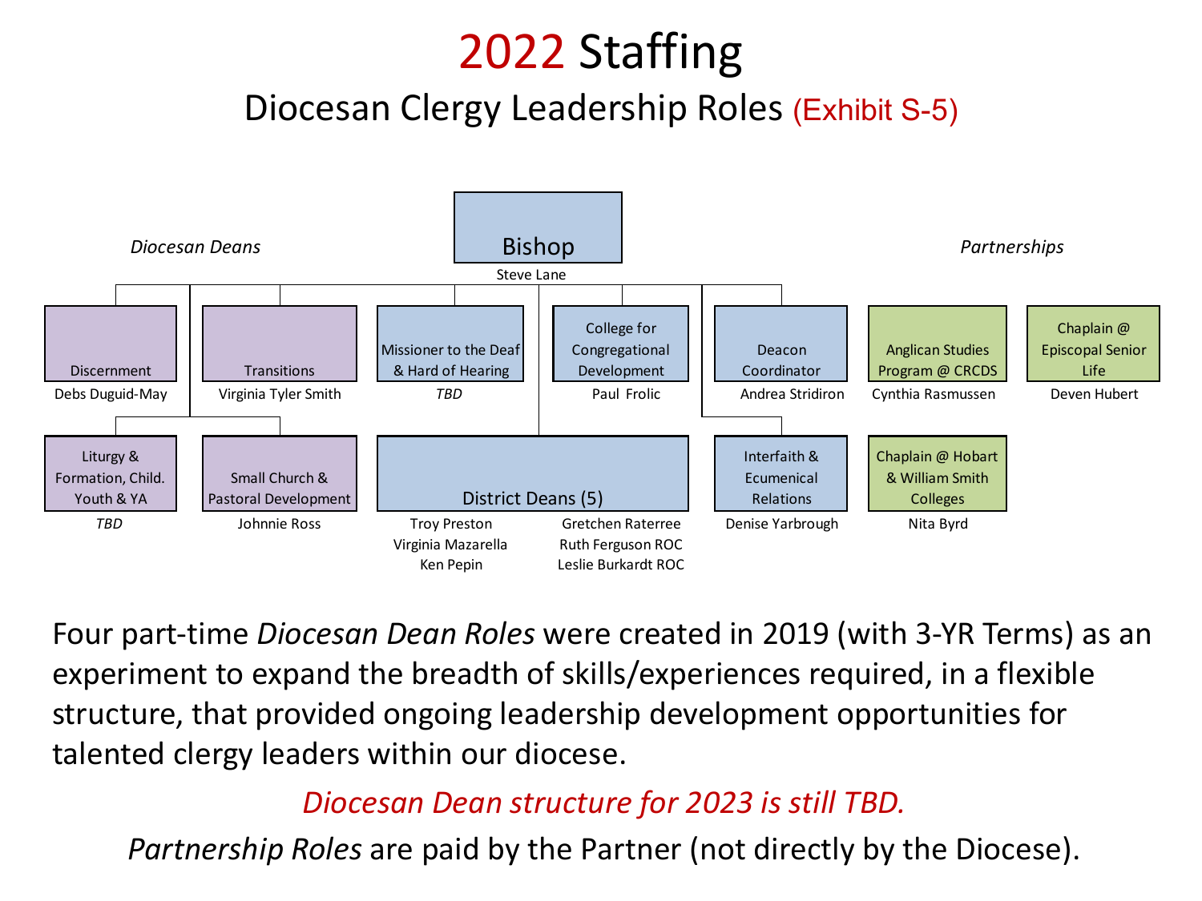# 2022 Staffing

## Diocesan Clergy Leadership Roles (Exhibit S-5)

**Bishop**
Steve Lane

*Diocesan Deans*

| Role | Name |
| --- | --- |
| Discernment | Debs Duguid-May |
| Transitions | Virginia Tyler Smith |
| Liturgy & Formation, Child. Youth & YA | *TBD* |
| Small Church & Pastoral Development | Johnnie Ross |

| Role | Name |
| --- | --- |
| Missioner to the Deaf & Hard of Hearing | *TBD* |
| College for Congregational Development | Paul Frolic |
| Deacon Coordinator | Andrea Stridiron |
| District Deans (5) | Troy Preston, Virginia Mazarella, Ken Pepin, Gretchen Raterree, Ruth Ferguson ROC, Leslie Burkardt ROC |
| Interfaith & Ecumenical Relations | Denise Yarbrough |

*Partnerships*

| Role | Name |
| --- | --- |
| Anglican Studies Program @ CRCDS | Cynthia Rasmussen |
| Chaplain @ Episcopal Senior Life | Deven Hubert |
| Chaplain @ Hobart & William Smith Colleges | Nita Byrd |

Four part-time *Diocesan Dean Roles* were created in 2019 (with 3-YR Terms) as an experiment to expand the breadth of skills/experiences required, in a flexible structure, that provided ongoing leadership development opportunities for talented clergy leaders within our diocese.

*Diocesan Dean structure for 2023 is still TBD.*

*Partnership Roles* are paid by the Partner (not directly by the Diocese).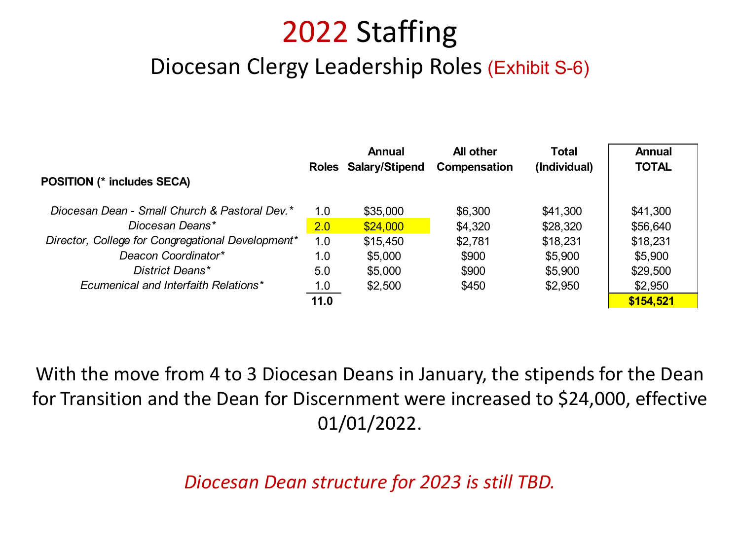# 2022 Staffing

## Diocesan Clergy Leadership Roles (Exhibit S-6)

| POSITION (* includes SECA) | Roles | Annual Salary/Stipend | All other Compensation | Total (Individual) | Annual TOTAL |
|---|---|---|---|---|---|
| *Diocesan Dean - Small Church & Pastoral Dev.** | 1.0 | $35,000 | $6,300 | $41,300 | $41,300 |
| *Diocesan Deans** | 2.0 | $24,000 | $4,320 | $28,320 | $56,640 |
| *Director, College for Congregational Development** | 1.0 | $15,450 | $2,781 | $18,231 | $18,231 |
| *Deacon Coordinator** | 1.0 | $5,000 | $900 | $5,900 | $5,900 |
| *District Deans** | 5.0 | $5,000 | $900 | $5,900 | $29,500 |
| *Ecumenical and Interfaith Relations** | 1.0 | $2,500 | $450 | $2,950 | $2,950 |
| | **11.0** | | | | **$154,521** |

With the move from 4 to 3 Diocesan Deans in January, the stipends for the Dean for Transition and the Dean for Discernment were increased to $24,000, effective 01/01/2022.

*Diocesan Dean structure for 2023 is still TBD.*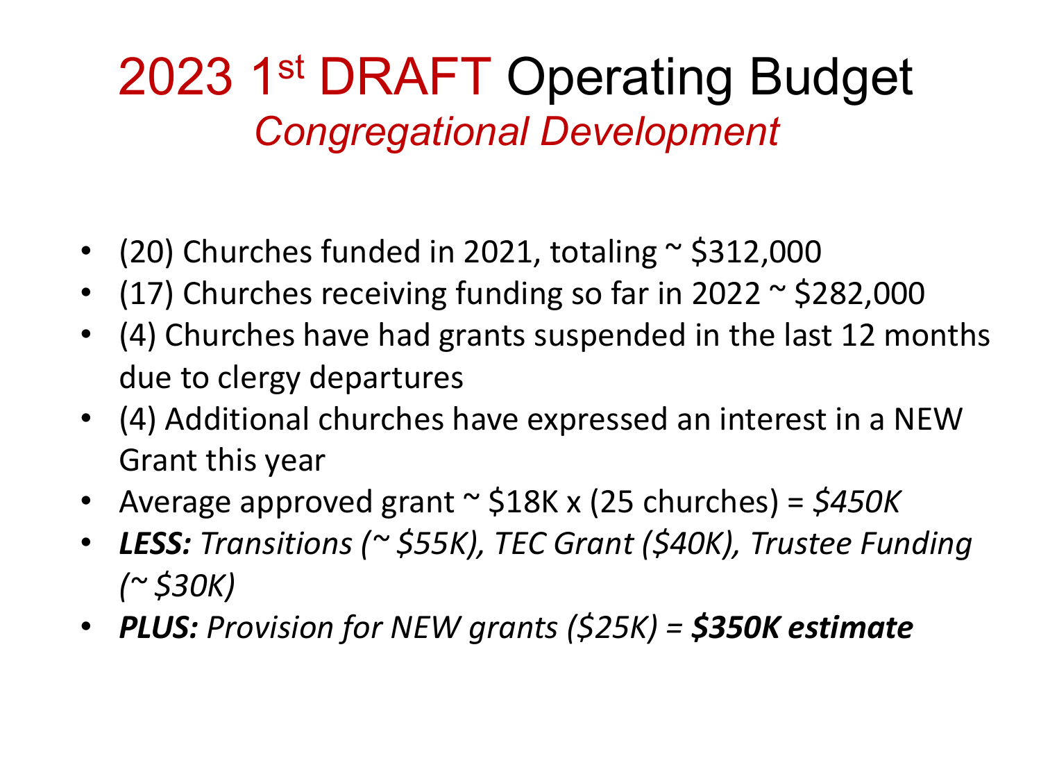# 2023 1st DRAFT Operating Budget

## *Congregational Development*

- (20) Churches funded in 2021, totaling ~ $312,000
- (17) Churches receiving funding so far in 2022 ~ $282,000
- (4) Churches have had grants suspended in the last 12 months due to clergy departures
- (4) Additional churches have expressed an interest in a NEW Grant this year
- Average approved grant ~ $18K x (25 churches) = *$450K*
- ***LESS:*** *Transitions (~ $55K), TEC Grant ($40K), Trustee Funding (~ $30K)*
- ***PLUS:*** *Provision for NEW grants ($25K) =* ***$350K estimate***